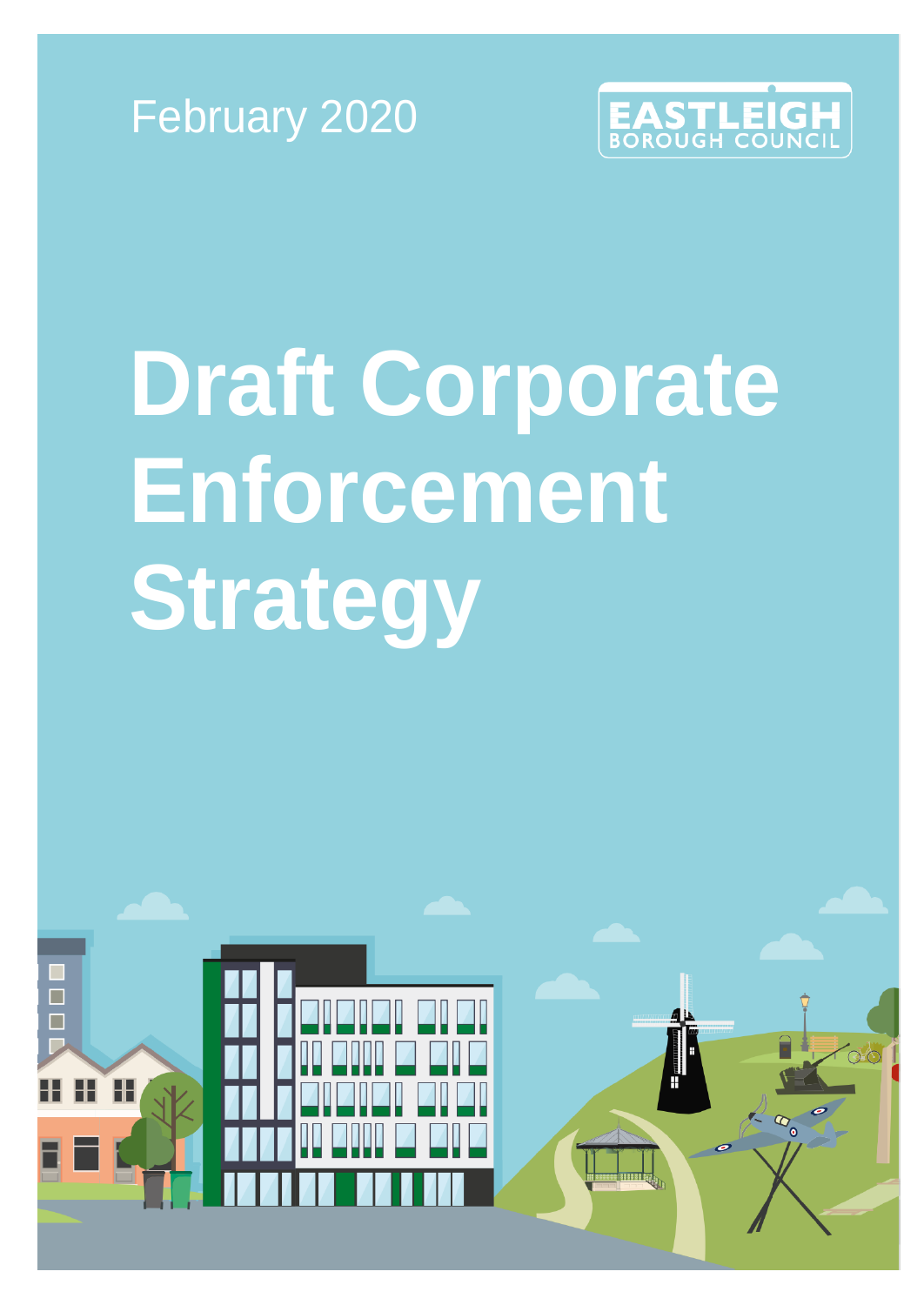February 2020

EASTLEIGH BOROUGH COUNCIL

# Draft Corporate Enforcement Strategy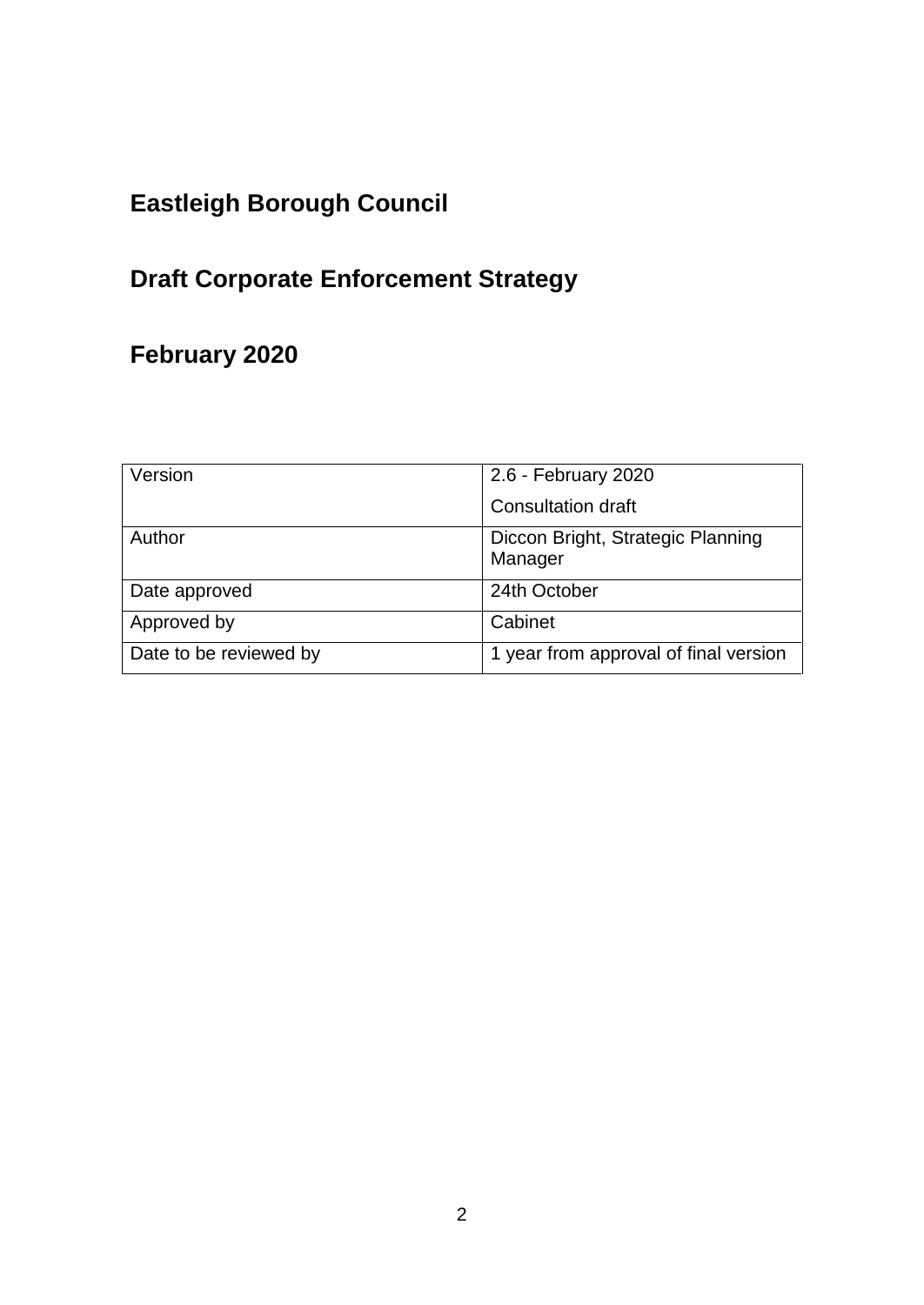# Eastleigh Borough Council

# Draft Corporate Enforcement Strategy

# February 2020

| Version | 2.6 - February 2020<br>Consultation draft |
|---|---|
| Author | Diccon Bright, Strategic Planning Manager |
| Date approved | 24th October |
| Approved by | Cabinet |
| Date to be reviewed by | 1 year from approval of final version |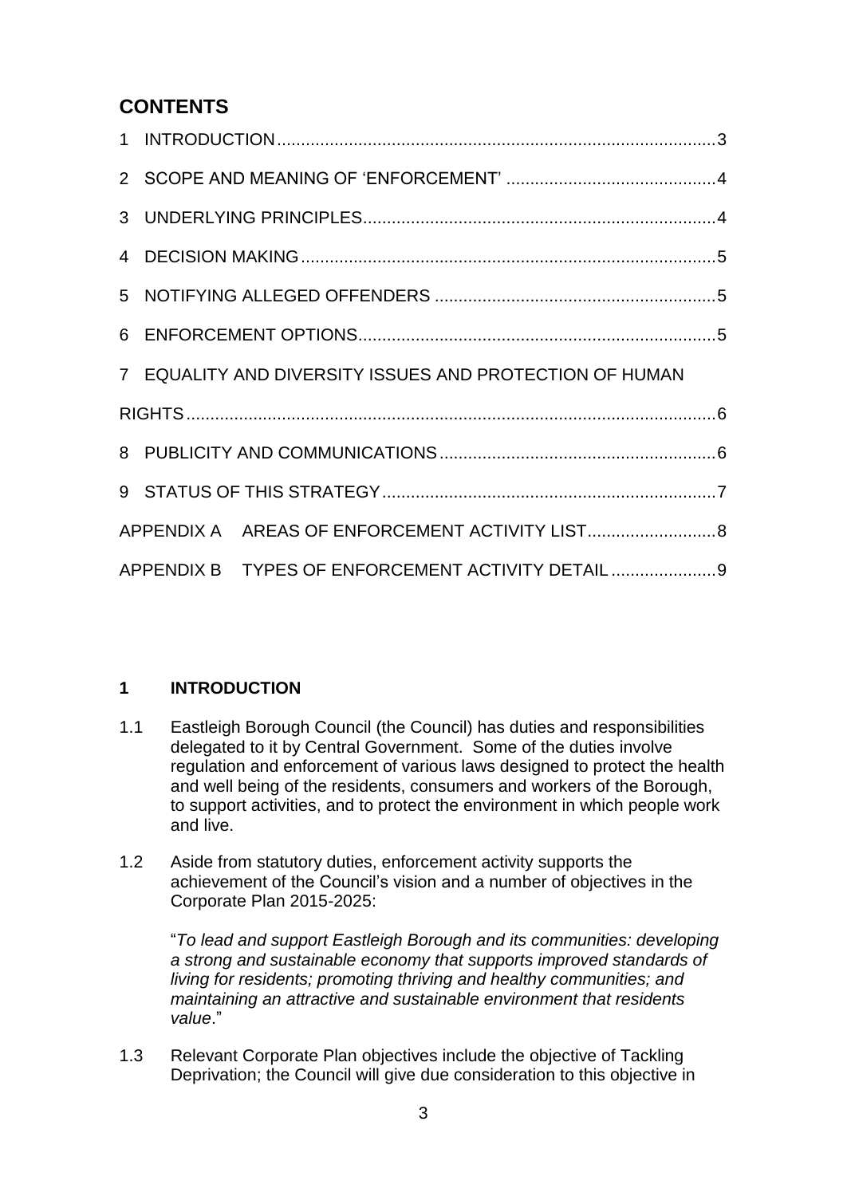## CONTENTS

1 INTRODUCTION ........ 3

2 SCOPE AND MEANING OF 'ENFORCEMENT' ........ 4

3 UNDERLYING PRINCIPLES ........ 4

4 DECISION MAKING ........ 5

5 NOTIFYING ALLEGED OFFENDERS ........ 5

6 ENFORCEMENT OPTIONS ........ 5

7 EQUALITY AND DIVERSITY ISSUES AND PROTECTION OF HUMAN RIGHTS ........ 6

8 PUBLICITY AND COMMUNICATIONS ........ 6

9 STATUS OF THIS STRATEGY ........ 7

APPENDIX A AREAS OF ENFORCEMENT ACTIVITY LIST ........ 8

APPENDIX B TYPES OF ENFORCEMENT ACTIVITY DETAIL ........ 9

## 1 INTRODUCTION

1.1 Eastleigh Borough Council (the Council) has duties and responsibilities delegated to it by Central Government. Some of the duties involve regulation and enforcement of various laws designed to protect the health and well being of the residents, consumers and workers of the Borough, to support activities, and to protect the environment in which people work and live.

1.2 Aside from statutory duties, enforcement activity supports the achievement of the Council's vision and a number of objectives in the Corporate Plan 2015-2025:

"*To lead and support Eastleigh Borough and its communities: developing a strong and sustainable economy that supports improved standards of living for residents; promoting thriving and healthy communities; and maintaining an attractive and sustainable environment that residents value*."

1.3 Relevant Corporate Plan objectives include the objective of Tackling Deprivation; the Council will give due consideration to this objective in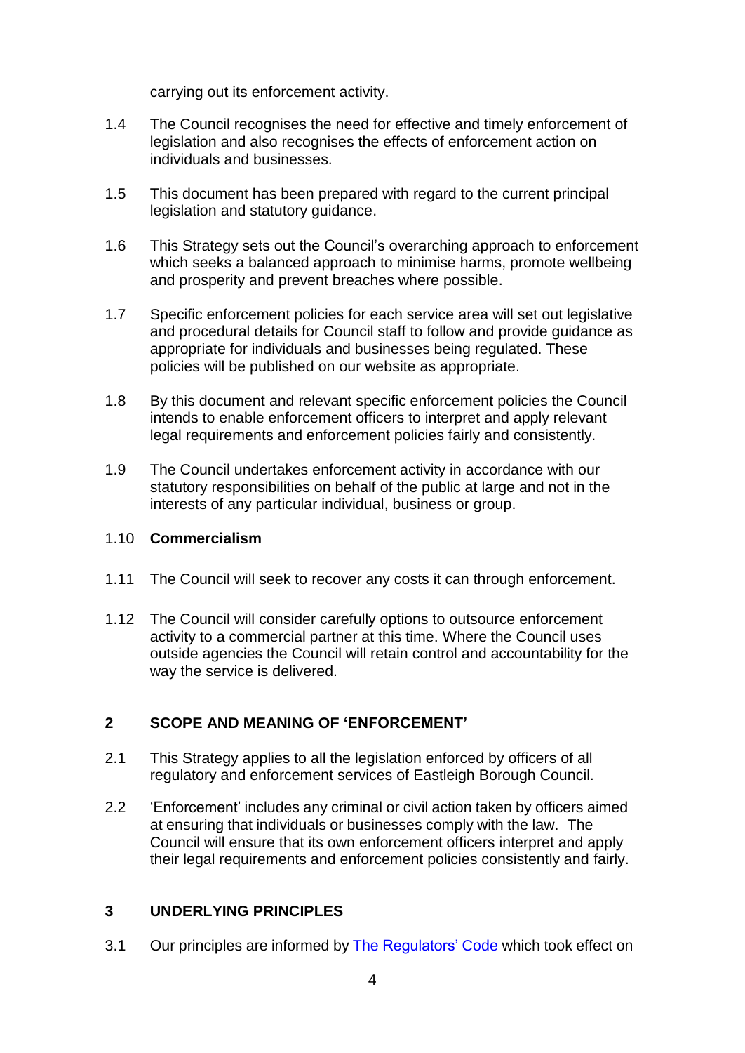carrying out its enforcement activity.

1.4 The Council recognises the need for effective and timely enforcement of legislation and also recognises the effects of enforcement action on individuals and businesses.

1.5 This document has been prepared with regard to the current principal legislation and statutory guidance.

1.6 This Strategy sets out the Council's overarching approach to enforcement which seeks a balanced approach to minimise harms, promote wellbeing and prosperity and prevent breaches where possible.

1.7 Specific enforcement policies for each service area will set out legislative and procedural details for Council staff to follow and provide guidance as appropriate for individuals and businesses being regulated. These policies will be published on our website as appropriate.

1.8 By this document and relevant specific enforcement policies the Council intends to enable enforcement officers to interpret and apply relevant legal requirements and enforcement policies fairly and consistently.

1.9 The Council undertakes enforcement activity in accordance with our statutory responsibilities on behalf of the public at large and not in the interests of any particular individual, business or group.

1.10 **Commercialism**

1.11 The Council will seek to recover any costs it can through enforcement.

1.12 The Council will consider carefully options to outsource enforcement activity to a commercial partner at this time. Where the Council uses outside agencies the Council will retain control and accountability for the way the service is delivered.

## 2 SCOPE AND MEANING OF 'ENFORCEMENT'

2.1 This Strategy applies to all the legislation enforced by officers of all regulatory and enforcement services of Eastleigh Borough Council.

2.2 'Enforcement' includes any criminal or civil action taken by officers aimed at ensuring that individuals or businesses comply with the law. The Council will ensure that its own enforcement officers interpret and apply their legal requirements and enforcement policies consistently and fairly.

## 3 UNDERLYING PRINCIPLES

3.1 Our principles are informed by The Regulators' Code which took effect on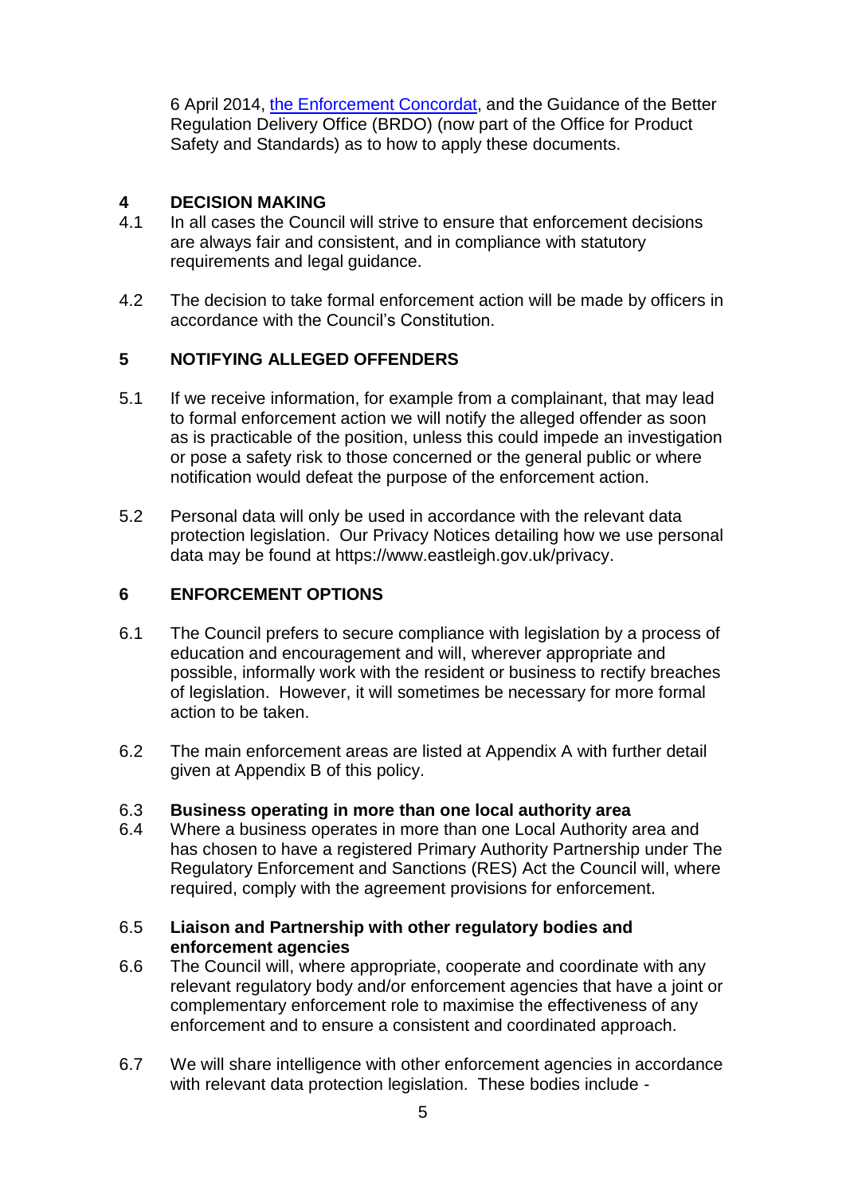6 April 2014, [the Enforcement Concordat](), and the Guidance of the Better Regulation Delivery Office (BRDO) (now part of the Office for Product Safety and Standards) as to how to apply these documents.

## 4 DECISION MAKING

4.1 In all cases the Council will strive to ensure that enforcement decisions are always fair and consistent, and in compliance with statutory requirements and legal guidance.

4.2 The decision to take formal enforcement action will be made by officers in accordance with the Council's Constitution.

## 5 NOTIFYING ALLEGED OFFENDERS

5.1 If we receive information, for example from a complainant, that may lead to formal enforcement action we will notify the alleged offender as soon as is practicable of the position, unless this could impede an investigation or pose a safety risk to those concerned or the general public or where notification would defeat the purpose of the enforcement action.

5.2 Personal data will only be used in accordance with the relevant data protection legislation. Our Privacy Notices detailing how we use personal data may be found at https://www.eastleigh.gov.uk/privacy.

## 6 ENFORCEMENT OPTIONS

6.1 The Council prefers to secure compliance with legislation by a process of education and encouragement and will, wherever appropriate and possible, informally work with the resident or business to rectify breaches of legislation. However, it will sometimes be necessary for more formal action to be taken.

6.2 The main enforcement areas are listed at Appendix A with further detail given at Appendix B of this policy.

6.3 **Business operating in more than one local authority area**

6.4 Where a business operates in more than one Local Authority area and has chosen to have a registered Primary Authority Partnership under The Regulatory Enforcement and Sanctions (RES) Act the Council will, where required, comply with the agreement provisions for enforcement.

6.5 **Liaison and Partnership with other regulatory bodies and enforcement agencies**

6.6 The Council will, where appropriate, cooperate and coordinate with any relevant regulatory body and/or enforcement agencies that have a joint or complementary enforcement role to maximise the effectiveness of any enforcement and to ensure a consistent and coordinated approach.

6.7 We will share intelligence with other enforcement agencies in accordance with relevant data protection legislation. These bodies include -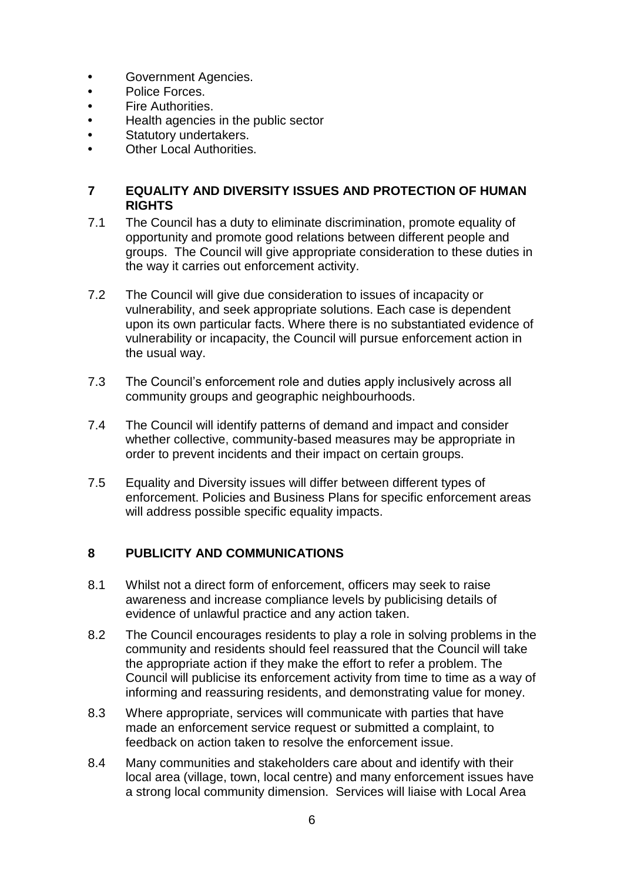- Government Agencies.
- Police Forces.
- Fire Authorities.
- Health agencies in the public sector
- Statutory undertakers.
- Other Local Authorities.

## 7 EQUALITY AND DIVERSITY ISSUES AND PROTECTION OF HUMAN RIGHTS

7.1 The Council has a duty to eliminate discrimination, promote equality of opportunity and promote good relations between different people and groups. The Council will give appropriate consideration to these duties in the way it carries out enforcement activity.

7.2 The Council will give due consideration to issues of incapacity or vulnerability, and seek appropriate solutions. Each case is dependent upon its own particular facts. Where there is no substantiated evidence of vulnerability or incapacity, the Council will pursue enforcement action in the usual way.

7.3 The Council's enforcement role and duties apply inclusively across all community groups and geographic neighbourhoods.

7.4 The Council will identify patterns of demand and impact and consider whether collective, community-based measures may be appropriate in order to prevent incidents and their impact on certain groups.

7.5 Equality and Diversity issues will differ between different types of enforcement. Policies and Business Plans for specific enforcement areas will address possible specific equality impacts.

## 8 PUBLICITY AND COMMUNICATIONS

8.1 Whilst not a direct form of enforcement, officers may seek to raise awareness and increase compliance levels by publicising details of evidence of unlawful practice and any action taken.

8.2 The Council encourages residents to play a role in solving problems in the community and residents should feel reassured that the Council will take the appropriate action if they make the effort to refer a problem. The Council will publicise its enforcement activity from time to time as a way of informing and reassuring residents, and demonstrating value for money.

8.3 Where appropriate, services will communicate with parties that have made an enforcement service request or submitted a complaint, to feedback on action taken to resolve the enforcement issue.

8.4 Many communities and stakeholders care about and identify with their local area (village, town, local centre) and many enforcement issues have a strong local community dimension. Services will liaise with Local Area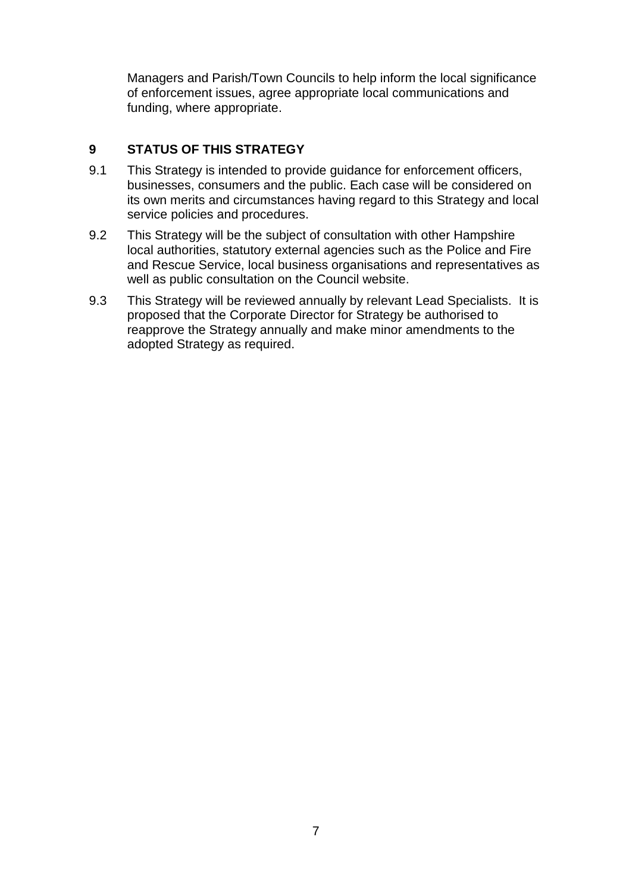Managers and Parish/Town Councils to help inform the local significance of enforcement issues, agree appropriate local communications and funding, where appropriate.

## 9 STATUS OF THIS STRATEGY

9.1 This Strategy is intended to provide guidance for enforcement officers, businesses, consumers and the public. Each case will be considered on its own merits and circumstances having regard to this Strategy and local service policies and procedures.

9.2 This Strategy will be the subject of consultation with other Hampshire local authorities, statutory external agencies such as the Police and Fire and Rescue Service, local business organisations and representatives as well as public consultation on the Council website.

9.3 This Strategy will be reviewed annually by relevant Lead Specialists. It is proposed that the Corporate Director for Strategy be authorised to reapprove the Strategy annually and make minor amendments to the adopted Strategy as required.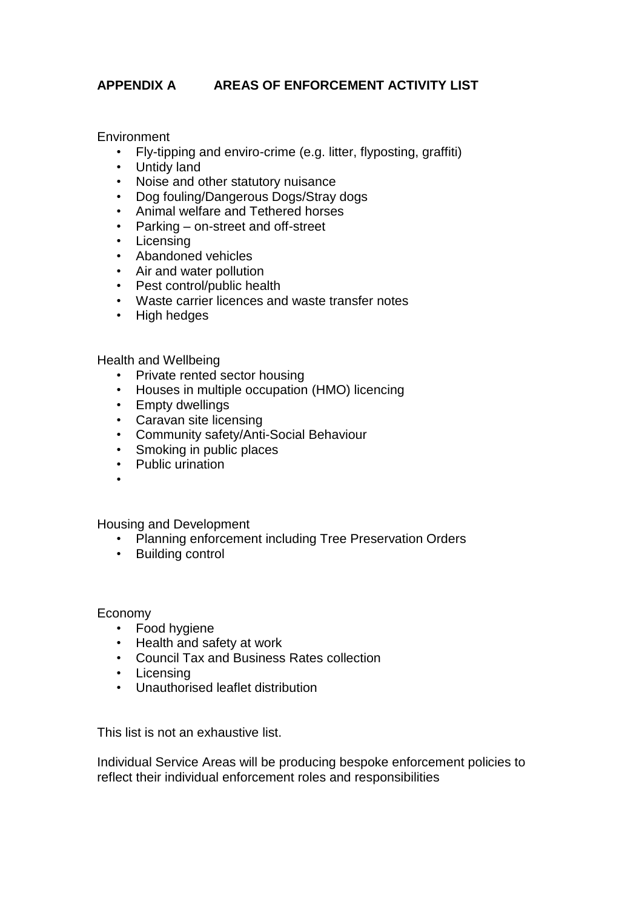## APPENDIX A AREAS OF ENFORCEMENT ACTIVITY LIST

Environment

- Fly-tipping and enviro-crime (e.g. litter, flyposting, graffiti)
- Untidy land
- Noise and other statutory nuisance
- Dog fouling/Dangerous Dogs/Stray dogs
- Animal welfare and Tethered horses
- Parking – on-street and off-street
- Licensing
- Abandoned vehicles
- Air and water pollution
- Pest control/public health
- Waste carrier licences and waste transfer notes
- High hedges

Health and Wellbeing

- Private rented sector housing
- Houses in multiple occupation (HMO) licencing
- Empty dwellings
- Caravan site licensing
- Community safety/Anti-Social Behaviour
- Smoking in public places
- Public urination

Housing and Development

- Planning enforcement including Tree Preservation Orders
- Building control

Economy

- Food hygiene
- Health and safety at work
- Council Tax and Business Rates collection
- Licensing
- Unauthorised leaflet distribution

This list is not an exhaustive list.

Individual Service Areas will be producing bespoke enforcement policies to reflect their individual enforcement roles and responsibilities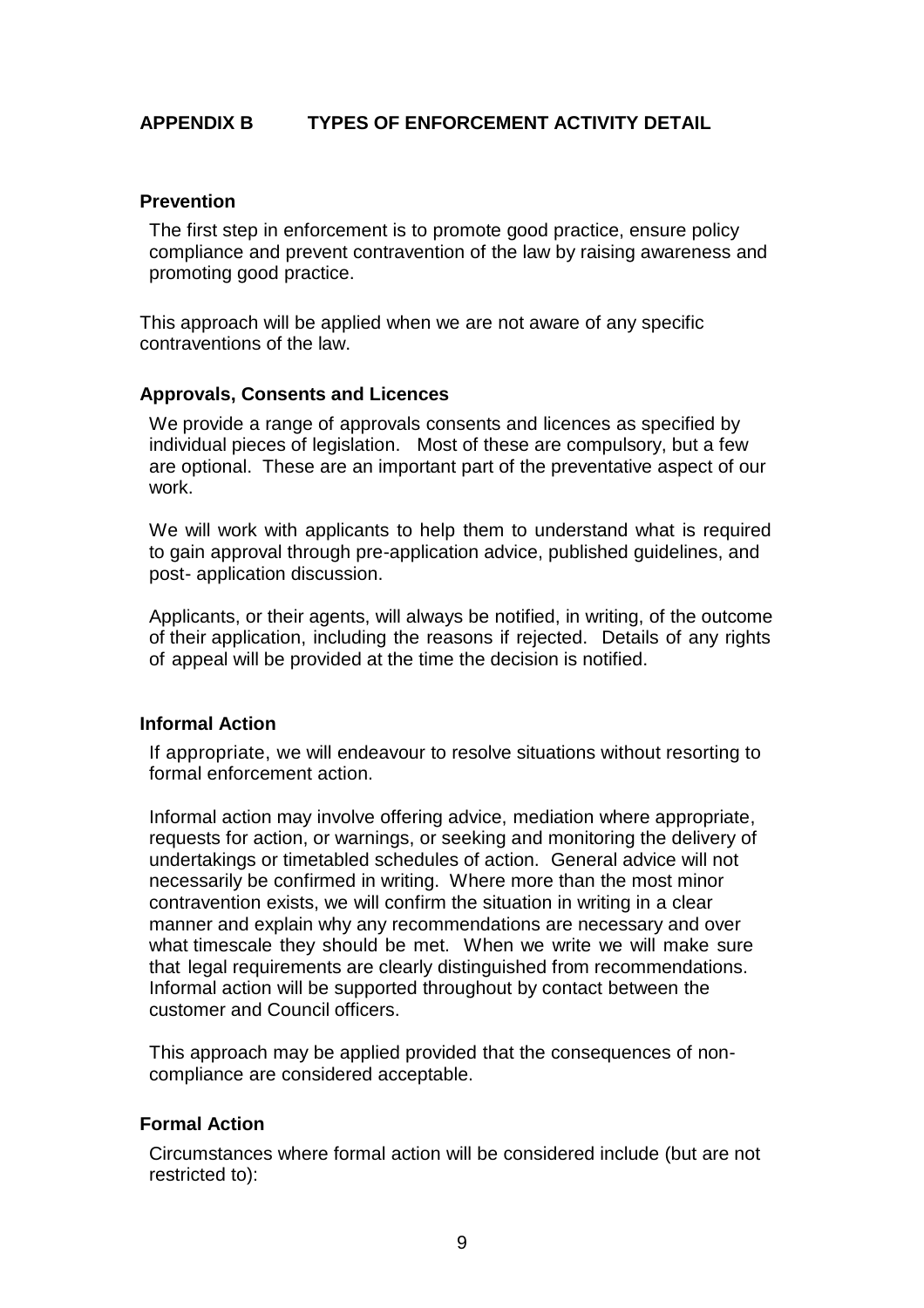## APPENDIX B TYPES OF ENFORCEMENT ACTIVITY DETAIL

### Prevention

The first step in enforcement is to promote good practice, ensure policy compliance and prevent contravention of the law by raising awareness and promoting good practice.

This approach will be applied when we are not aware of any specific contraventions of the law.

### Approvals, Consents and Licences

We provide a range of approvals consents and licences as specified by individual pieces of legislation. Most of these are compulsory, but a few are optional. These are an important part of the preventative aspect of our work.

We will work with applicants to help them to understand what is required to gain approval through pre-application advice, published guidelines, and post- application discussion.

Applicants, or their agents, will always be notified, in writing, of the outcome of their application, including the reasons if rejected. Details of any rights of appeal will be provided at the time the decision is notified.

### Informal Action

If appropriate, we will endeavour to resolve situations without resorting to formal enforcement action.

Informal action may involve offering advice, mediation where appropriate, requests for action, or warnings, or seeking and monitoring the delivery of undertakings or timetabled schedules of action. General advice will not necessarily be confirmed in writing. Where more than the most minor contravention exists, we will confirm the situation in writing in a clear manner and explain why any recommendations are necessary and over what timescale they should be met. When we write we will make sure that legal requirements are clearly distinguished from recommendations. Informal action will be supported throughout by contact between the customer and Council officers.

This approach may be applied provided that the consequences of non-compliance are considered acceptable.

### Formal Action

Circumstances where formal action will be considered include (but are not restricted to):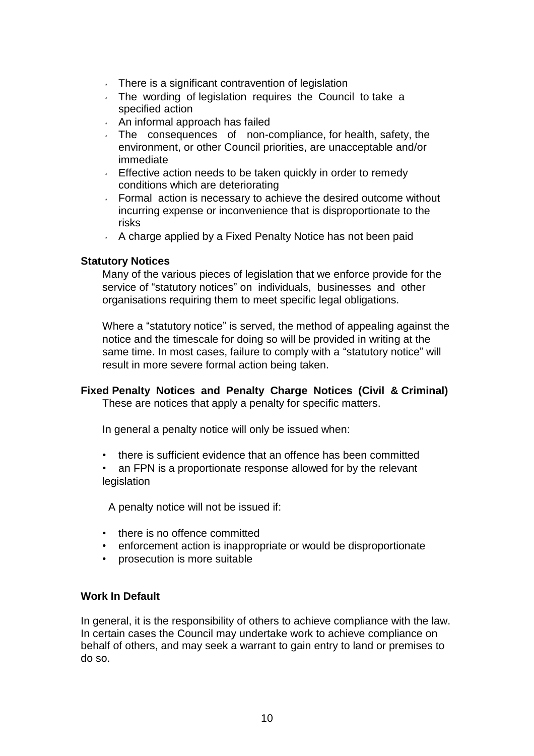- There is a significant contravention of legislation
- The wording of legislation requires the Council to take a specified action
- An informal approach has failed
- The consequences of non-compliance, for health, safety, the environment, or other Council priorities, are unacceptable and/or immediate
- Effective action needs to be taken quickly in order to remedy conditions which are deteriorating
- Formal action is necessary to achieve the desired outcome without incurring expense or inconvenience that is disproportionate to the risks
- A charge applied by a Fixed Penalty Notice has not been paid

**Statutory Notices**

Many of the various pieces of legislation that we enforce provide for the service of "statutory notices" on individuals, businesses and other organisations requiring them to meet specific legal obligations.

Where a "statutory notice" is served, the method of appealing against the notice and the timescale for doing so will be provided in writing at the same time. In most cases, failure to comply with a "statutory notice" will result in more severe formal action being taken.

**Fixed Penalty Notices and Penalty Charge Notices (Civil & Criminal)**

These are notices that apply a penalty for specific matters.

In general a penalty notice will only be issued when:

- there is sufficient evidence that an offence has been committed
- an FPN is a proportionate response allowed for by the relevant legislation

A penalty notice will not be issued if:

- there is no offence committed
- enforcement action is inappropriate or would be disproportionate
- prosecution is more suitable

**Work In Default**

In general, it is the responsibility of others to achieve compliance with the law. In certain cases the Council may undertake work to achieve compliance on behalf of others, and may seek a warrant to gain entry to land or premises to do so.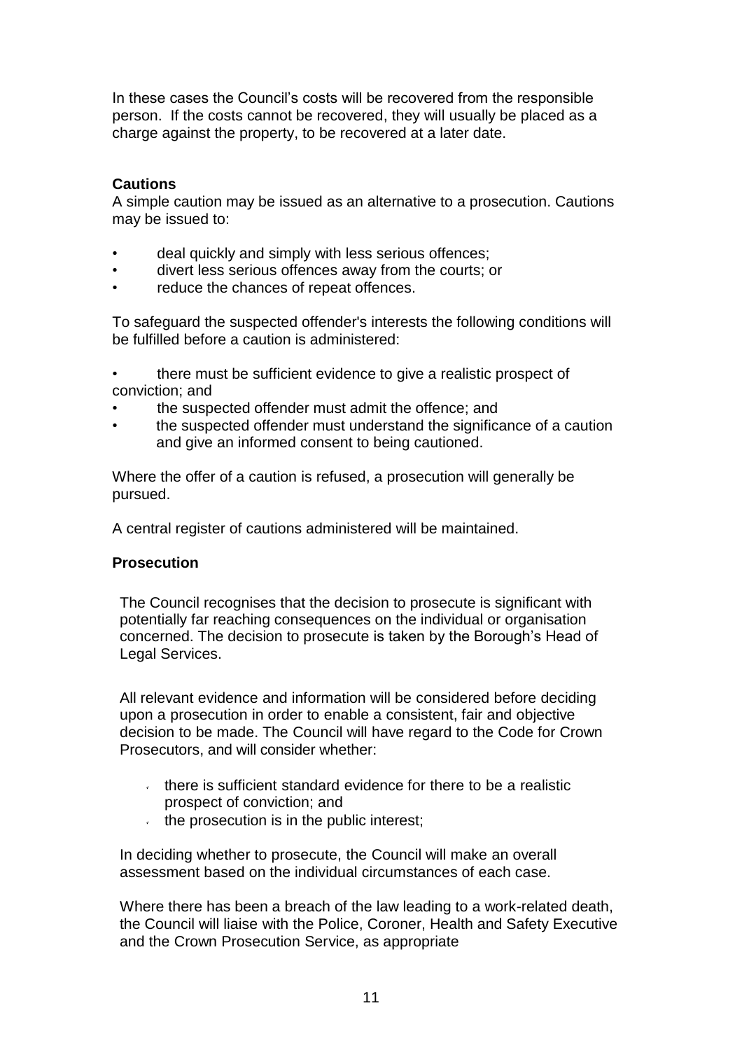In these cases the Council's costs will be recovered from the responsible person. If the costs cannot be recovered, they will usually be placed as a charge against the property, to be recovered at a later date.

**Cautions**

A simple caution may be issued as an alternative to a prosecution. Cautions may be issued to:

- deal quickly and simply with less serious offences;
- divert less serious offences away from the courts; or
- reduce the chances of repeat offences.

To safeguard the suspected offender's interests the following conditions will be fulfilled before a caution is administered:

- there must be sufficient evidence to give a realistic prospect of conviction; and
- the suspected offender must admit the offence; and
- the suspected offender must understand the significance of a caution and give an informed consent to being cautioned.

Where the offer of a caution is refused, a prosecution will generally be pursued.

A central register of cautions administered will be maintained.

**Prosecution**

The Council recognises that the decision to prosecute is significant with potentially far reaching consequences on the individual or organisation concerned. The decision to prosecute is taken by the Borough's Head of Legal Services.

All relevant evidence and information will be considered before deciding upon a prosecution in order to enable a consistent, fair and objective decision to be made. The Council will have regard to the Code for Crown Prosecutors, and will consider whether:

- there is sufficient standard evidence for there to be a realistic prospect of conviction; and
- the prosecution is in the public interest;

In deciding whether to prosecute, the Council will make an overall assessment based on the individual circumstances of each case.

Where there has been a breach of the law leading to a work-related death, the Council will liaise with the Police, Coroner, Health and Safety Executive and the Crown Prosecution Service, as appropriate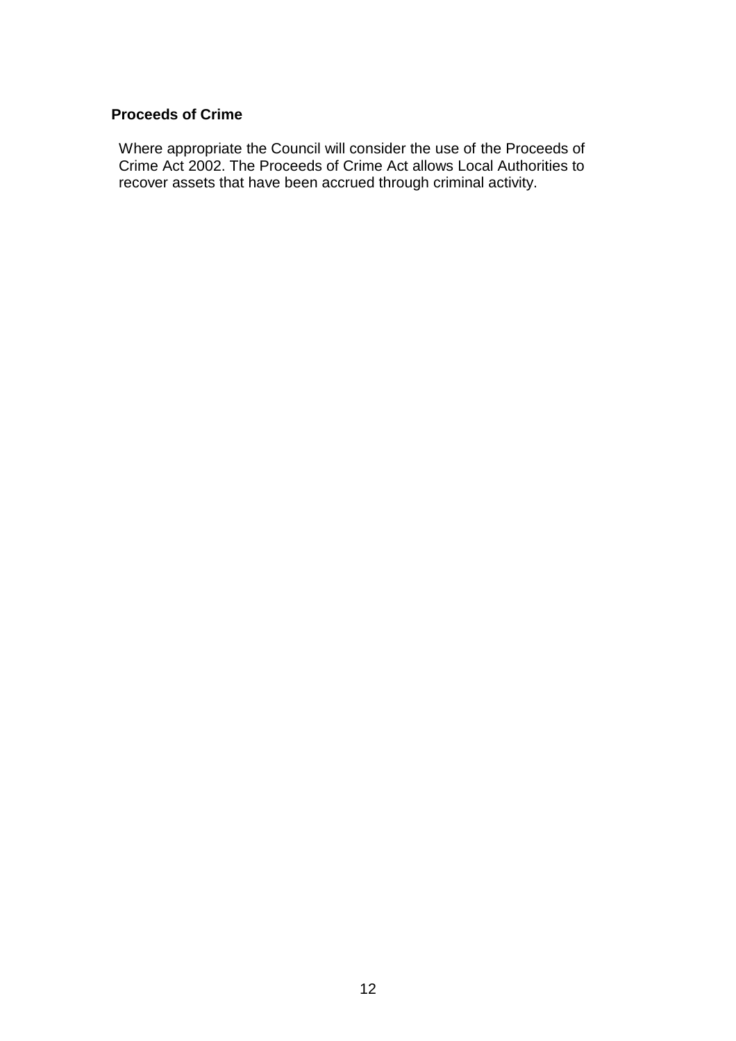**Proceeds of Crime**

Where appropriate the Council will consider the use of the Proceeds of Crime Act 2002. The Proceeds of Crime Act allows Local Authorities to recover assets that have been accrued through criminal activity.